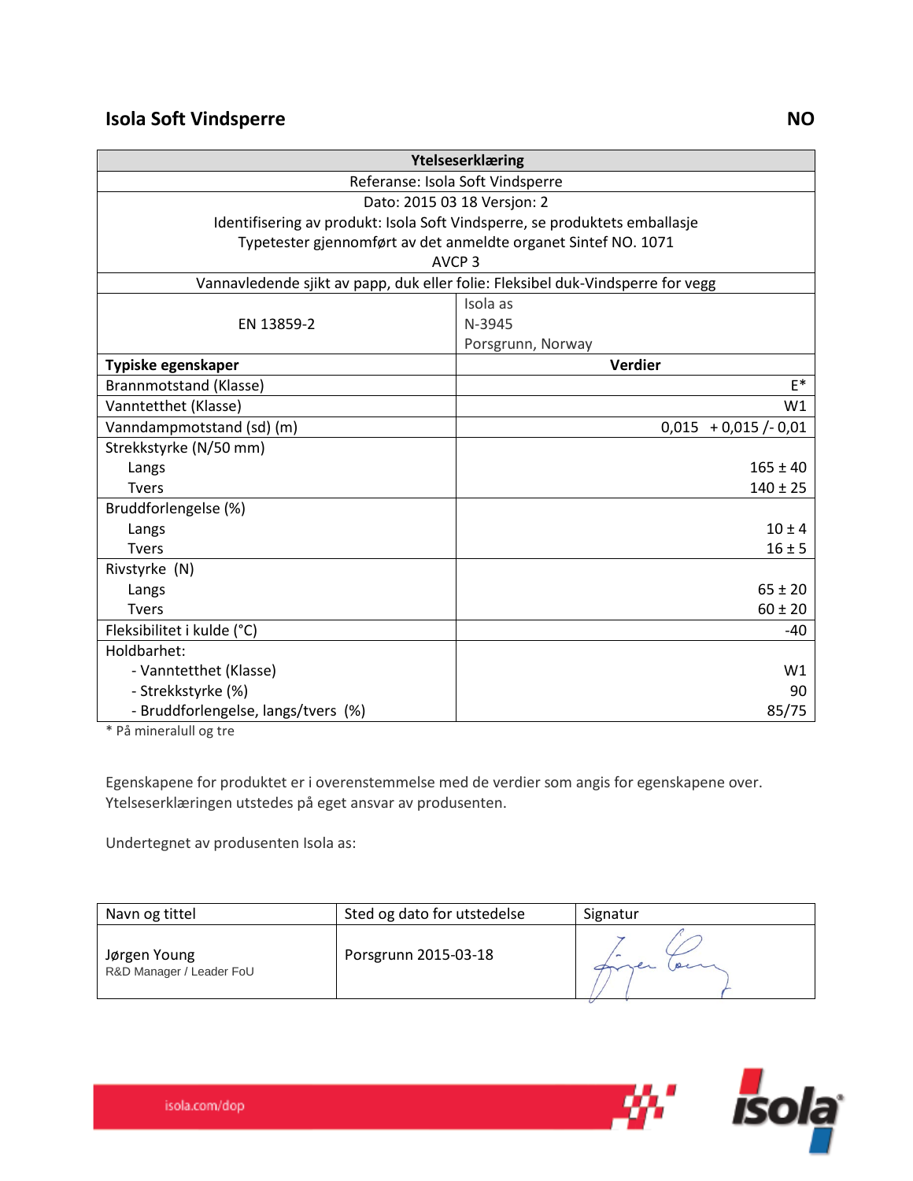# Isola Soft Vindsperre

**NO**

| **Ytelseserklæring** | |
|---|---|
| Referanse: Isola Soft Vindsperre | |
| Dato: 2015 03 18 Versjon: 2<br>Identifisering av produkt: Isola Soft Vindsperre, se produktets emballasje<br>Typetester gjennomført av det anmeldte organet Sintef NO. 1071<br>AVCP 3 | |
| Vannavledende sjikt av papp, duk eller folie: Fleksibel duk-Vindsperre for vegg | |
| EN 13859-2 | Isola as<br>N-3945<br>Porsgrunn, Norway |
| **Typiske egenskaper** | **Verdier** |
| Brannmotstand (Klasse) | E* |
| Vanntetthet (Klasse) | W1 |
| Vanndampmotstand (sd) (m) | 0,015 + 0,015 /- 0,01 |
| Strekkstyrke (N/50 mm) | |
| Langs | 165 ± 40 |
| Tvers | 140 ± 25 |
| Bruddforlengelse (%) | |
| Langs | 10 ± 4 |
| Tvers | 16 ± 5 |
| Rivstyrke (N) | |
| Langs | 65 ± 20 |
| Tvers | 60 ± 20 |
| Fleksibilitet i kulde (°C) | -40 |
| Holdbarhet: | |
| - Vanntetthet (Klasse) | W1 |
| - Strekkstyrke (%) | 90 |
| - Bruddforlengelse, langs/tvers (%) | 85/75 |

\* På mineralull og tre

Egenskapene for produktet er i overenstemmelse med de verdier som angis for egenskapene over.
Ytelseserklæringen utstedes på eget ansvar av produsenten.

Undertegnet av produsenten Isola as:

| Navn og tittel | Sted og dato for utstedelse | Signatur |
|---|---|---|
| Jørgen Young<br>R&D Manager / Leader FoU | Porsgrunn 2015-03-18 | |

isola.com/dop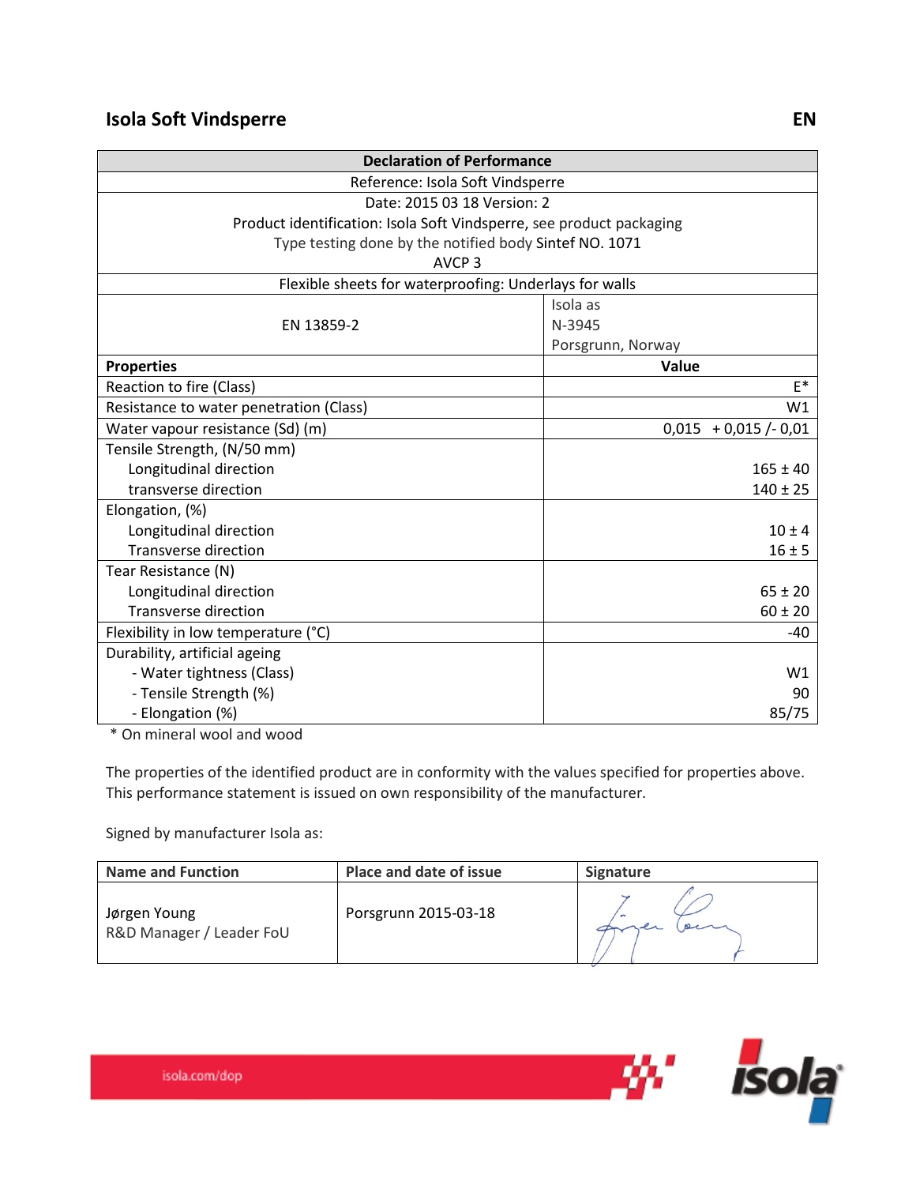# Isola Soft Vindsperre

EN

| Declaration of Performance | |
|---|---|
| Reference: Isola Soft Vindsperre | |
| Date: 2015 03 18 Version: 2<br>Product identification: Isola Soft Vindsperre, see product packaging<br>Type testing done by the notified body Sintef NO. 1071<br>AVCP 3 | |
| Flexible sheets for waterproofing: Underlays for walls | |
| EN 13859-2 | Isola as<br>N-3945<br>Porsgrunn, Norway |
| **Properties** | **Value** |
| Reaction to fire (Class) | E* |
| Resistance to water penetration (Class) | W1 |
| Water vapour resistance (Sd) (m) | 0,015 + 0,015 /- 0,01 |
| Tensile Strength, (N/50 mm) | |
| Longitudinal direction | 165 ± 40 |
| transverse direction | 140 ± 25 |
| Elongation, (%) | |
| Longitudinal direction | 10 ± 4 |
| Transverse direction | 16 ± 5 |
| Tear Resistance (N) | |
| Longitudinal direction | 65 ± 20 |
| Transverse direction | 60 ± 20 |
| Flexibility in low temperature (°C) | -40 |
| Durability, artificial ageing | |
| - Water tightness (Class) | W1 |
| - Tensile Strength (%) | 90 |
| - Elongation (%) | 85/75 |

* On mineral wool and wood

The properties of the identified product are in conformity with the values specified for properties above. This performance statement is issued on own responsibility of the manufacturer.

Signed by manufacturer Isola as:

| Name and Function | Place and date of issue | Signature |
|---|---|---|
| Jørgen Young<br>R&D Manager / Leader FoU | Porsgrunn 2015-03-18 | |

isola.com/dop